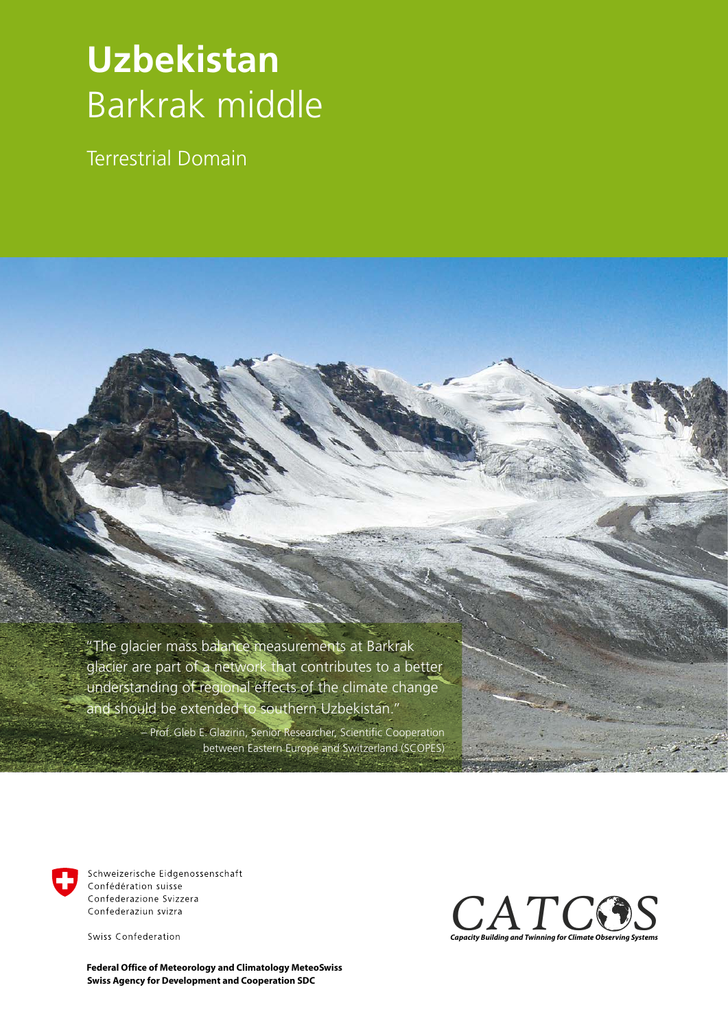# Uzbekistan
## Barkrak middle

Terrestrial Domain

"The glacier mass balance measurements at Barkrak glacier are part of a network that contributes to a better understanding of regional effects of the climate change and should be extended to southern Uzbekistan."

– Prof. Gleb E. Glazirin, Senior Researcher, Scientific Cooperation between Eastern Europe and Switzerland (SCOPES)

Schweizerische Eidgenossenschaft
Confédération suisse
Confederazione Svizzera
Confederaziun svizra

Swiss Confederation

**Federal Office of Meteorology and Climatology MeteoSwiss**
**Swiss Agency for Development and Cooperation SDC**

CATCOS
*Capacity Building and Twinning for Climate Observing Systems*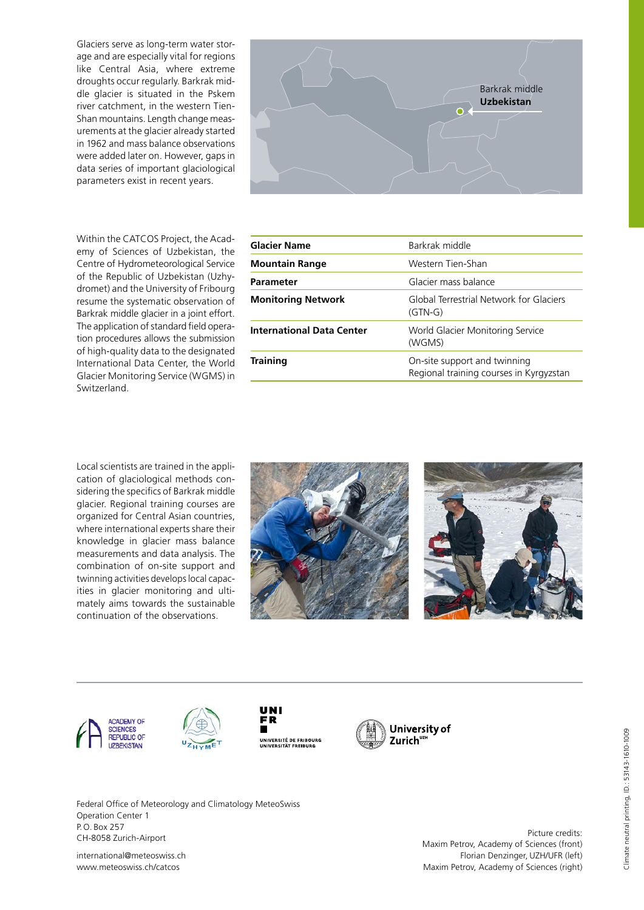Glaciers serve as long-term water storage and are especially vital for regions like Central Asia, where extreme droughts occur regularly. Barkrak middle glacier is situated in the Pskem river catchment, in the western Tien-Shan mountains. Length change measurements at the glacier already started in 1962 and mass balance observations were added later on. However, gaps in data series of important glaciological parameters exist in recent years.

Barkrak middle
**Uzbekistan**

Within the CATCOS Project, the Academy of Sciences of Uzbekistan, the Centre of Hydrometeorological Service of the Republic of Uzbekistan (Uzhydromet) and the University of Fribourg resume the systematic observation of Barkrak middle glacier in a joint effort. The application of standard field operation procedures allows the submission of high-quality data to the designated International Data Center, the World Glacier Monitoring Service (WGMS) in Switzerland.

| | |
|---|---|
| **Glacier Name** | Barkrak middle |
| **Mountain Range** | Western Tien-Shan |
| **Parameter** | Glacier mass balance |
| **Monitoring Network** | Global Terrestrial Network for Glaciers (GTN-G) |
| **International Data Center** | World Glacier Monitoring Service (WGMS) |
| **Training** | On-site support and twinning<br>Regional training courses in Kyrgyzstan |

Local scientists are trained in the application of glaciological methods considering the specifics of Barkrak middle glacier. Regional training courses are organized for Central Asian countries, where international experts share their knowledge in glacier mass balance measurements and data analysis. The combination of on-site support and twinning activities develops local capacities in glacier monitoring and ultimately aims towards the sustainable continuation of the observations.

ACADEMY OF SCIENCES REPUBLIC OF UZBEKISTAN

UZHYMET

UNI FR
UNIVERSITÉ DE FRIBOURG
UNIVERSITÄT FREIBURG

University of Zurich[UZH]

Federal Office of Meteorology and Climatology MeteoSwiss
Operation Center 1
P. O. Box 257
CH-8058 Zurich-Airport

international@meteoswiss.ch
www.meteoswiss.ch/catcos

Picture credits:
Maxim Petrov, Academy of Sciences (front)
Florian Denzinger, UZH/UFR (left)
Maxim Petrov, Academy of Sciences (right)

Climate neutral printing, ID.: 53143-1610-1009